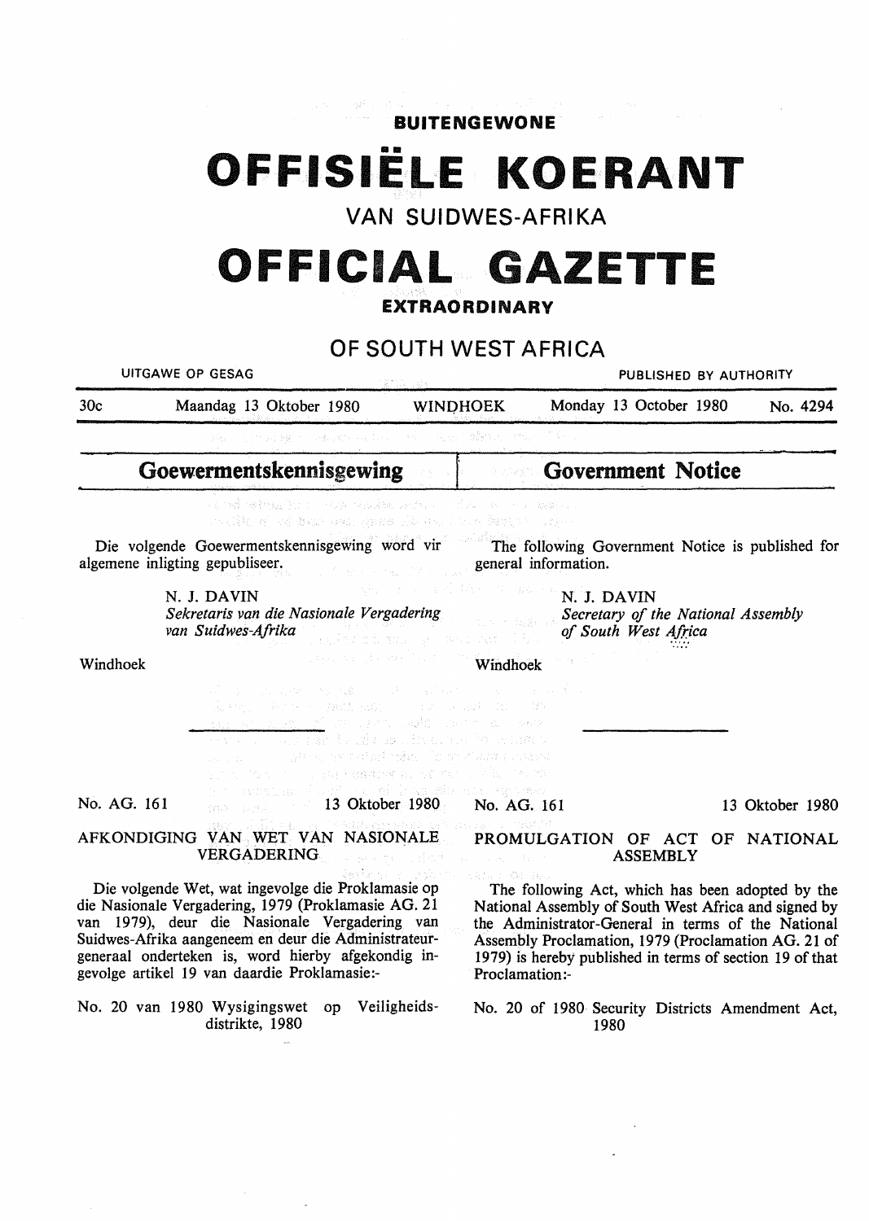**BUITENGEWONE**

# OFFISIËLE KOERANT

## VAN SUIDWES-AFRIKA

# OFFICIAL GAZETTE

**EXTRAORDINARY**

## OF SOUTH WEST AFRICA

UITGAWE OP GESAG — PUBLISHED BY AUTHORITY

30c — Maandag 13 Oktober 1980 — WINDHOEK — Monday 13 October 1980 — No. 4294

## Goewermentskennisgewing

Die volgende Goewermentskennisgewing word vir algemene inligting gepubliseer.

N. J. DAVIN
*Sekretaris van die Nasionale Vergadering van Suidwes-Afrika*

Windhoek

No. AG. 161 — 13 Oktober 1980

### AFKONDIGING VAN WET VAN NASIONALE VERGADERING

Die volgende Wet, wat ingevolge die Proklamasie op die Nasionale Vergadering, 1979 (Proklamasie AG. 21 van 1979), deur die Nasionale Vergadering van Suidwes-Afrika aangeneem en deur die Administrateur-generaal onderteken is, word hierby afgekondig ingevolge artikel 19 van daardie Proklamasie:-

No. 20 van 1980 Wysigingswet op Veiligheidsdistrikte, 1980

## Government Notice

The following Government Notice is published for general information.

N. J. DAVIN
*Secretary of the National Assembly of South West Africa*

Windhoek

No. AG. 161 — 13 Oktober 1980

### PROMULGATION OF ACT OF NATIONAL ASSEMBLY

The following Act, which has been adopted by the National Assembly of South West Africa and signed by the Administrator-General in terms of the National Assembly Proclamation, 1979 (Proclamation AG. 21 of 1979) is hereby published in terms of section 19 of that Proclamation:-

No. 20 of 1980 Security Districts Amendment Act, 1980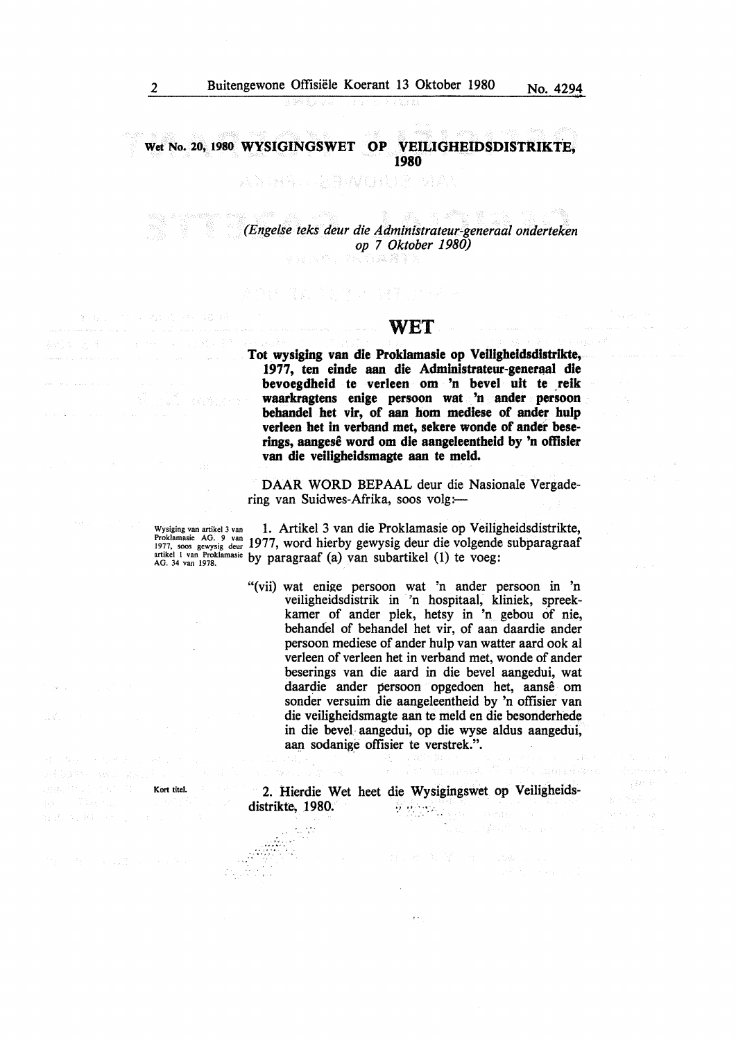**Wet No. 20, 1980 WYSIGINGSWET OP VEILIGHEIDSDISTRIKTE, 1980**

*(Engelse teks deur die Administrateur-generaal onderteken op 7 Oktober 1980)*

# WET

**Tot wysiging van die Proklamasie op Veiligheidsdistrikte, 1977, ten einde aan die Administrateur-generaal die bevoegdheid te verleen om 'n bevel uit te reik waarkragtens enige persoon wat 'n ander persoon behandel het vir, of aan hom mediese of ander hulp verleen het in verband met, sekere wonde of ander beserings, aangesê word om die aangeleentheid by 'n offisier van die veiligheidsmagte aan te meld.**

DAAR WORD BEPAAL deur die Nasionale Vergadering van Suidwes-Afrika, soos volg:—

Wysiging van artikel 3 van Proklamasie AG. 9 van 1977, soos gewysig deur artikel 1 van Proklamasie AG. 34 van 1978.

1. Artikel 3 van die Proklamasie op Veiligheidsdistrikte, 1977, word hierby gewysig deur die volgende subparagraaf by paragraaf (a) van subartikel (1) te voeg:

"(vii) wat enige persoon wat 'n ander persoon in 'n veiligheidsdistrik in 'n hospitaal, kliniek, spreekkamer of ander plek, hetsy in 'n gebou of nie, behandel of behandel het vir, of aan daardie ander persoon mediese of ander hulp van watter aard ook al verleen of verleen het in verband met, wonde of ander beserings van die aard in die bevel aangedui, wat daardie ander persoon opgedoen het, aansê om sonder versuim die aangeleentheid by 'n offisier van die veiligheidsmagte aan te meld en die besonderhede in die bevel aangedui, op die wyse aldus aangedui, aan sodanige offisier te verstrek.".

Kort titel.

2. Hierdie Wet heet die Wysigingswet op Veiligheidsdistrikte, 1980.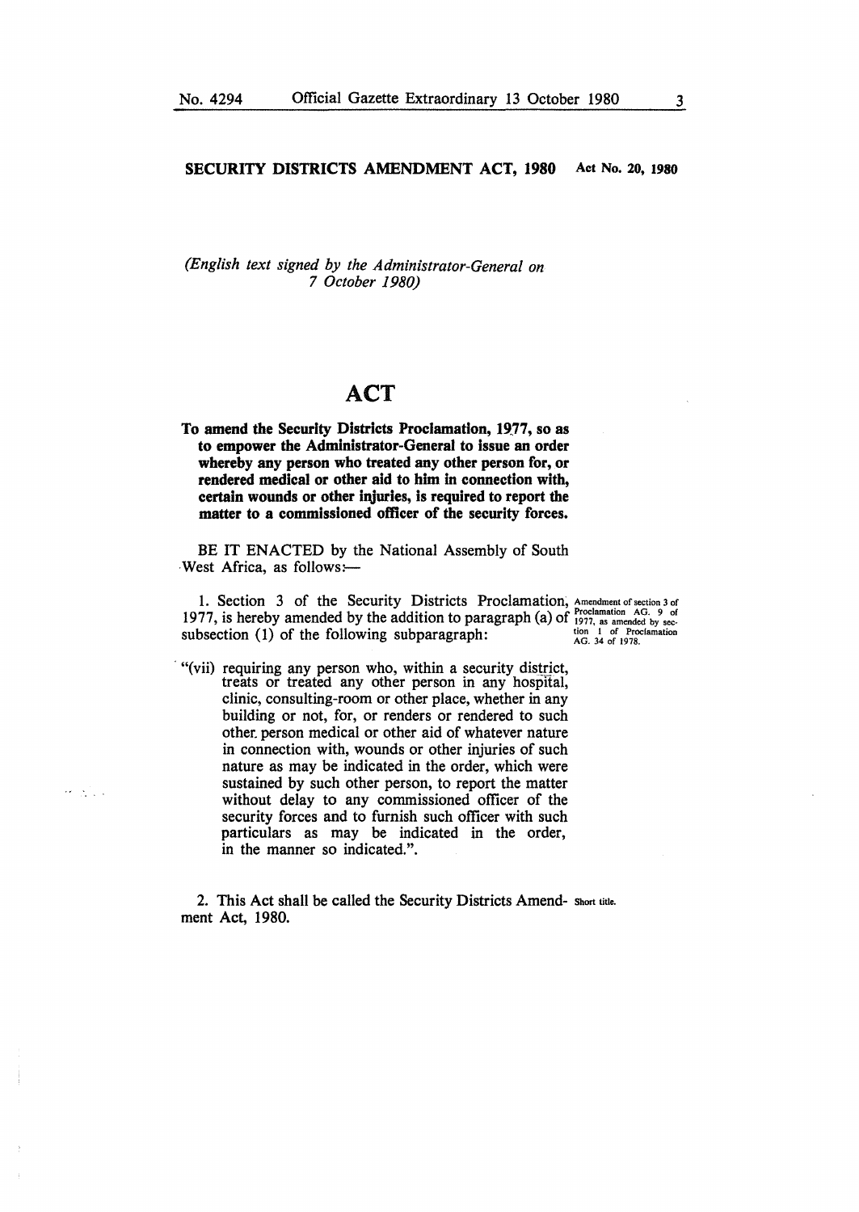**SECURITY DISTRICTS AMENDMENT ACT, 1980** **Act No. 20, 1980**

*(English text signed by the Administrator-General on 7 October 1980)*

# ACT

**To amend the Security Districts Proclamation, 1977, so as to empower the Administrator-General to issue an order whereby any person who treated any other person for, or rendered medical or other aid to him in connection with, certain wounds or other injuries, is required to report the matter to a commissioned officer of the security forces.**

BE IT ENACTED by the National Assembly of South West Africa, as follows:—

Amendment of section 3 of Proclamation AG. 9 of 1977, as amended by section 1 of Proclamation AG. 34 of 1978.

1. Section 3 of the Security Districts Proclamation, 1977, is hereby amended by the addition to paragraph (a) of subsection (1) of the following subparagraph:

"(vii) requiring any person who, within a security district, treats or treated any other person in any hospital, clinic, consulting-room or other place, whether in any building or not, for, or renders or rendered to such other person medical or other aid of whatever nature in connection with, wounds or other injuries of such nature as may be indicated in the order, which were sustained by such other person, to report the matter without delay to any commissioned officer of the security forces and to furnish such officer with such particulars as may be indicated in the order, in the manner so indicated.".

Short title.

2. This Act shall be called the Security Districts Amendment Act, 1980.